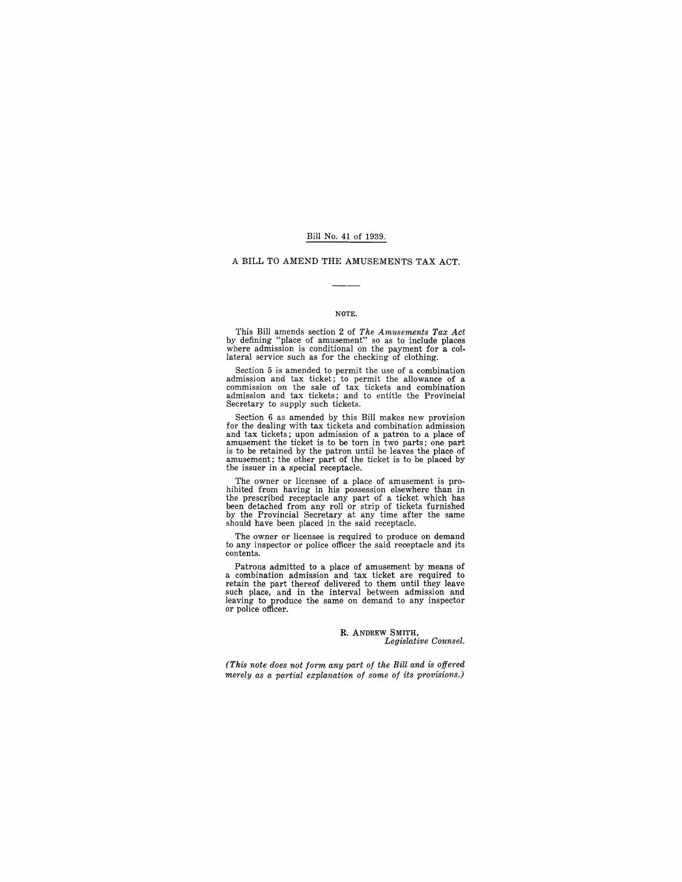Bill No. 41 of 1939.

# A BILL TO AMEND THE AMUSEMENTS TAX ACT.

---

## NOTE.

This Bill amends section 2 of *The Amusements Tax Act* by defining "place of amusement" so as to include places where admission is conditional on the payment for a collateral service such as for the checking of clothing.

Section 5 is amended to permit the use of a combination admission and tax ticket; to permit the allowance of a commission on the sale of tax tickets and combination admission and tax tickets; and to entitle the Provincial Secretary to supply such tickets.

Section 6 as amended by this Bill makes new provision for the dealing with tax tickets and combination admission and tax tickets; upon admission of a patron to a place of amusement the ticket is to be torn in two parts; one part is to be retained by the patron until he leaves the place of amusement; the other part of the ticket is to be placed by the issuer in a special receptacle.

The owner or licensee of a place of amusement is prohibited from having in his possession elsewhere than in the prescribed receptacle any part of a ticket which has been detached from any roll or strip of tickets furnished by the Provincial Secretary at any time after the same should have been placed in the said receptacle.

The owner or licensee is required to produce on demand to any inspector or police officer the said receptacle and its contents.

Patrons admitted to a place of amusement by means of a combination admission and tax ticket are required to retain the part thereof delivered to them until they leave such place, and in the interval between admission and leaving to produce the same on demand to any inspector or police officer.

R. ANDREW SMITH,
*Legislative Counsel.*

*(This note does not form any part of the Bill and is offered merely as a partial explanation of some of its provisions.)*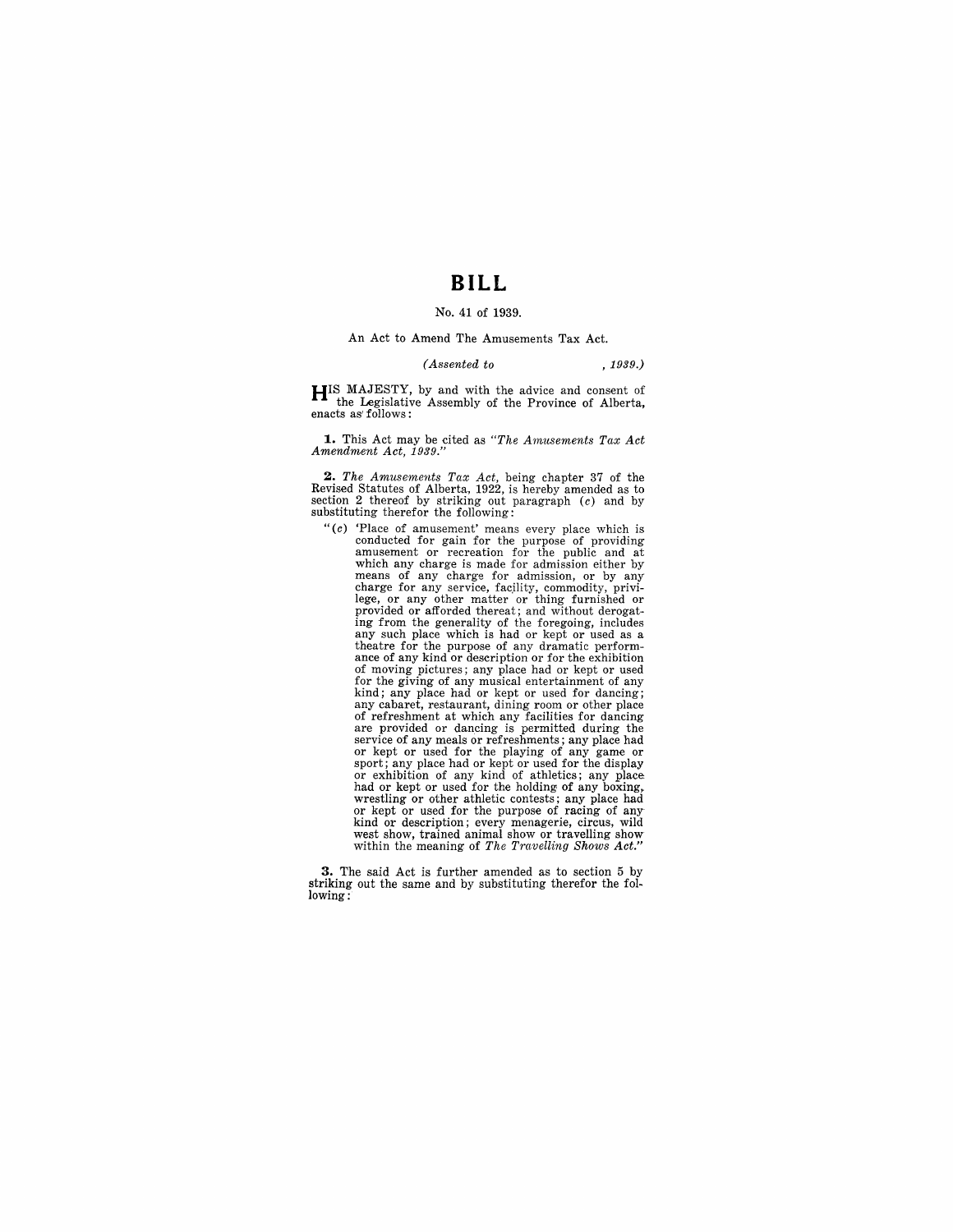# BILL

No. 41 of 1939.

An Act to Amend The Amusements Tax Act.

*(Assented to , 1939.)*

HIS MAJESTY, by and with the advice and consent of the Legislative Assembly of the Province of Alberta, enacts as follows:

**1.** This Act may be cited as *"The Amusements Tax Act Amendment Act, 1939."*

**2.** *The Amusements Tax Act*, being chapter 37 of the Revised Statutes of Alberta, 1922, is hereby amended as to section 2 thereof by striking out paragraph (*c*) and by substituting therefor the following:

"(*c*) 'Place of amusement' means every place which is conducted for gain for the purpose of providing amusement or recreation for the public and at which any charge is made for admission either by means of any charge for admission, or by any charge for any service, facility, commodity, privilege, or any other matter or thing furnished or provided or afforded thereat; and without derogating from the generality of the foregoing, includes any such place which is had or kept or used as a theatre for the purpose of any dramatic performance of any kind or description or for the exhibition of moving pictures; any place had or kept or used for the giving of any musical entertainment of any kind; any place had or kept or used for dancing; any cabaret, restaurant, dining room or other place of refreshment at which any facilities for dancing are provided or dancing is permitted during the service of any meals or refreshments; any place had or kept or used for the playing of any game or sport; any place had or kept or used for the display or exhibition of any kind of athletics; any place had or kept or used for the holding of any boxing, wrestling or other athletic contests; any place had or kept or used for the purpose of racing of any kind or description; every menagerie, circus, wild west show, trained animal show or travelling show within the meaning of *The Travelling Shows Act*."

**3.** The said Act is further amended as to section 5 by striking out the same and by substituting therefor the following: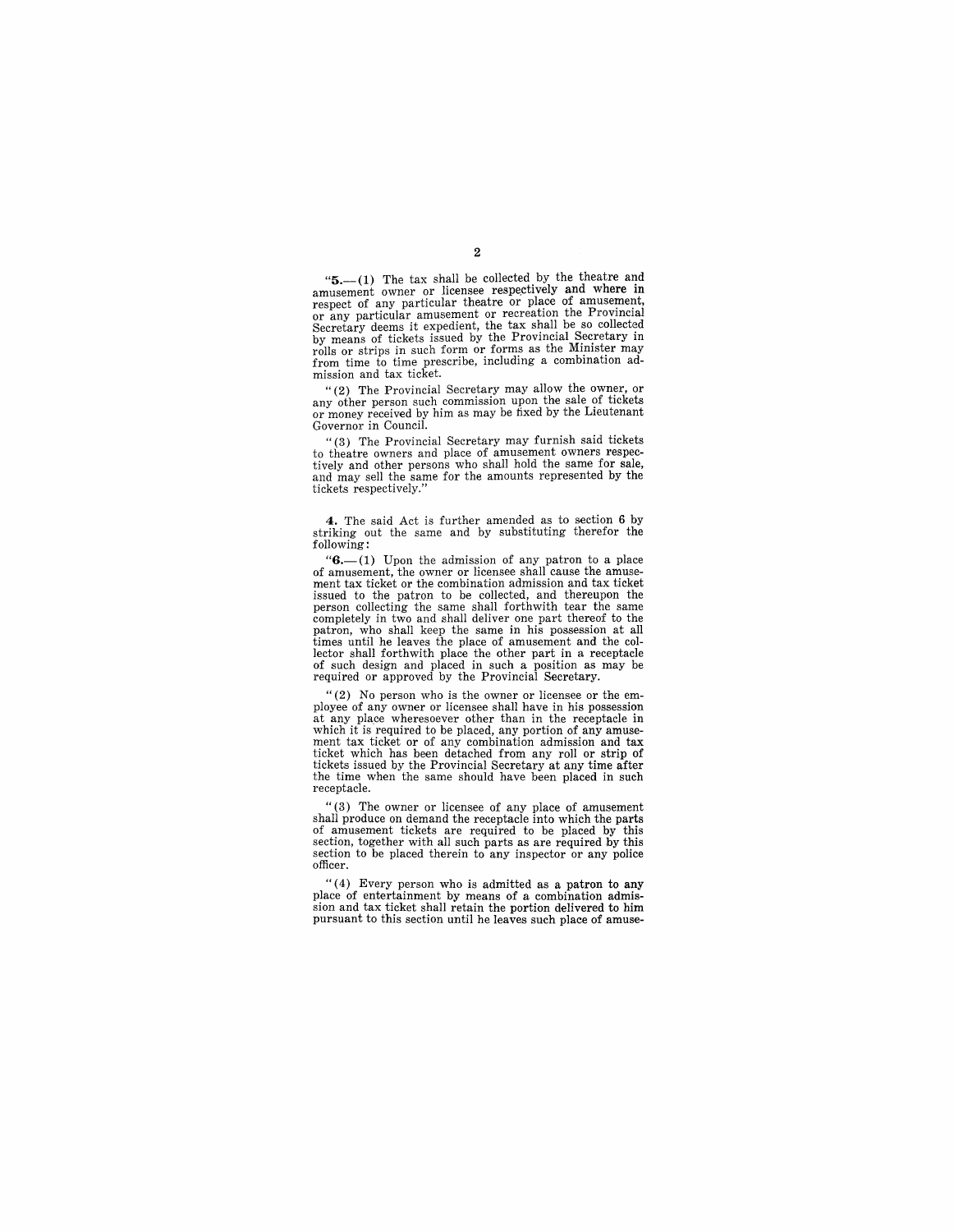"**5.**—(1) The tax shall be collected by the theatre and amusement owner or licensee respectively and where in respect of any particular theatre or place of amusement, or any particular amusement or recreation the Provincial Secretary deems it expedient, the tax shall be so collected by means of tickets issued by the Provincial Secretary in rolls or strips in such form or forms as the Minister may from time to time prescribe, including a combination admission and tax ticket.

"(2) The Provincial Secretary may allow the owner, or any other person such commission upon the sale of tickets or money received by him as may be fixed by the Lieutenant Governor in Council.

"(3) The Provincial Secretary may furnish said tickets to theatre owners and place of amusement owners respectively and other persons who shall hold the same for sale, and may sell the same for the amounts represented by the tickets respectively."

**4.** The said Act is further amended as to section 6 by striking out the same and by substituting therefor the following:

"**6.**—(1) Upon the admission of any patron to a place of amusement, the owner or licensee shall cause the amusement tax ticket or the combination admission and tax ticket issued to the patron to be collected, and thereupon the person collecting the same shall forthwith tear the same completely in two and shall deliver one part thereof to the patron, who shall keep the same in his possession at all times until he leaves the place of amusement and the collector shall forthwith place the other part in a receptacle of such design and placed in such a position as may be required or approved by the Provincial Secretary.

"(2) No person who is the owner or licensee or the employee of any owner or licensee shall have in his possession at any place wheresoever other than in the receptacle in which it is required to be placed, any portion of any amusement tax ticket or of any combination admission and tax ticket which has been detached from any roll or strip of tickets issued by the Provincial Secretary at any time after the time when the same should have been placed in such receptacle.

"(3) The owner or licensee of any place of amusement shall produce on demand the receptacle into which the parts of amusement tickets are required to be placed by this section, together with all such parts as are required by this section to be placed therein to any inspector or any police officer.

"(4) Every person who is admitted as a patron to any place of entertainment by means of a combination admission and tax ticket shall retain the portion delivered to him pursuant to this section until he leaves such place of amuse-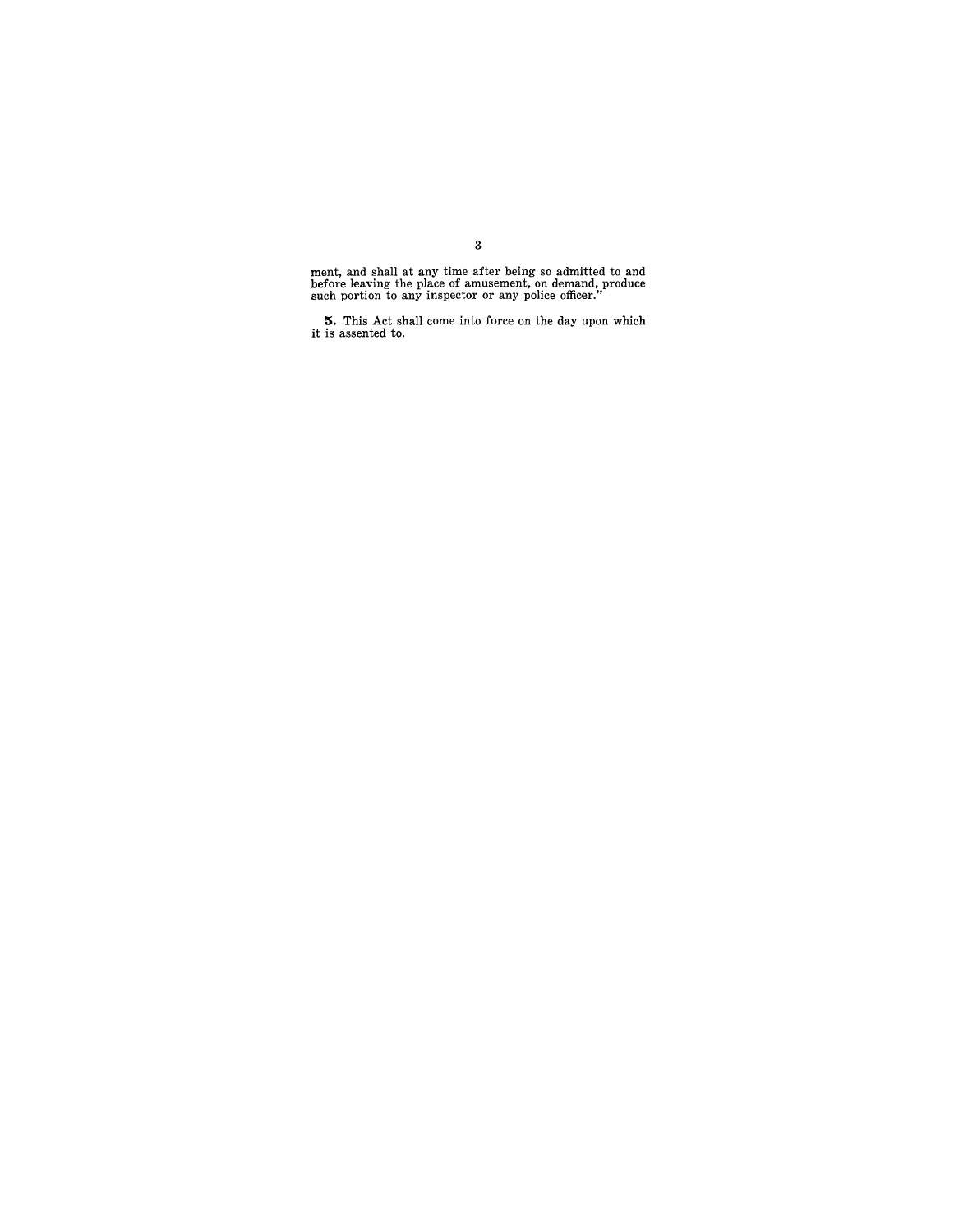ment, and shall at any time after being so admitted to and before leaving the place of amusement, on demand, produce such portion to any inspector or any police officer."

**5.** This Act shall come into force on the day upon which it is assented to.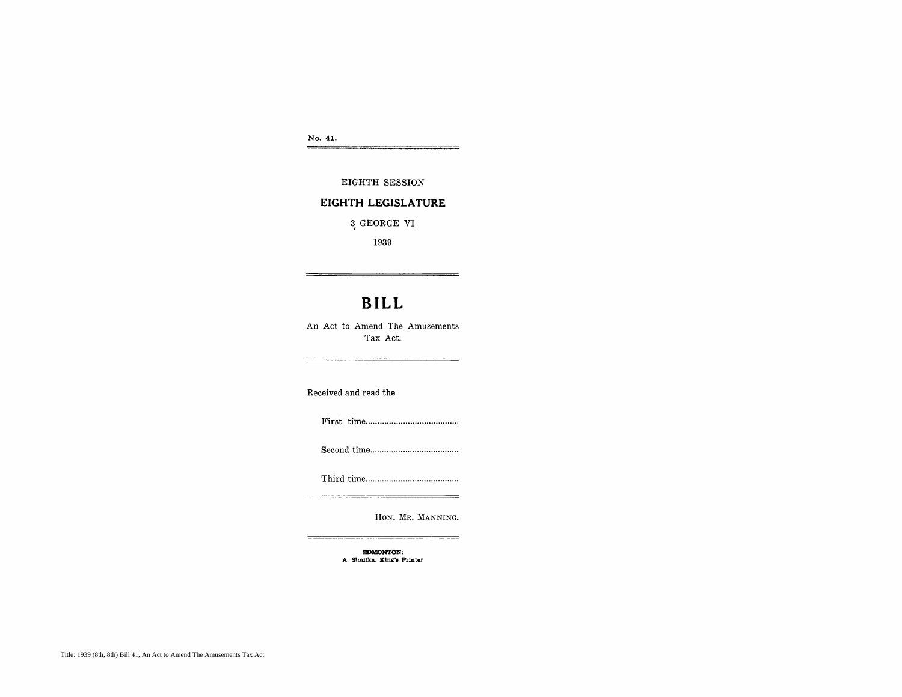No. 41.

EIGHTH SESSION

**EIGHTH LEGISLATURE**

3 GEORGE VI

1939

# BILL

An Act to Amend The Amusements Tax Act.

Received and read the

First time........................................

Second time......................................

Third time........................................

HON. MR. MANNING.

EDMONTON:
A. Shnitka, King's Printer

Title: 1939 (8th, 8th) Bill 41, An Act to Amend The Amusements Tax Act